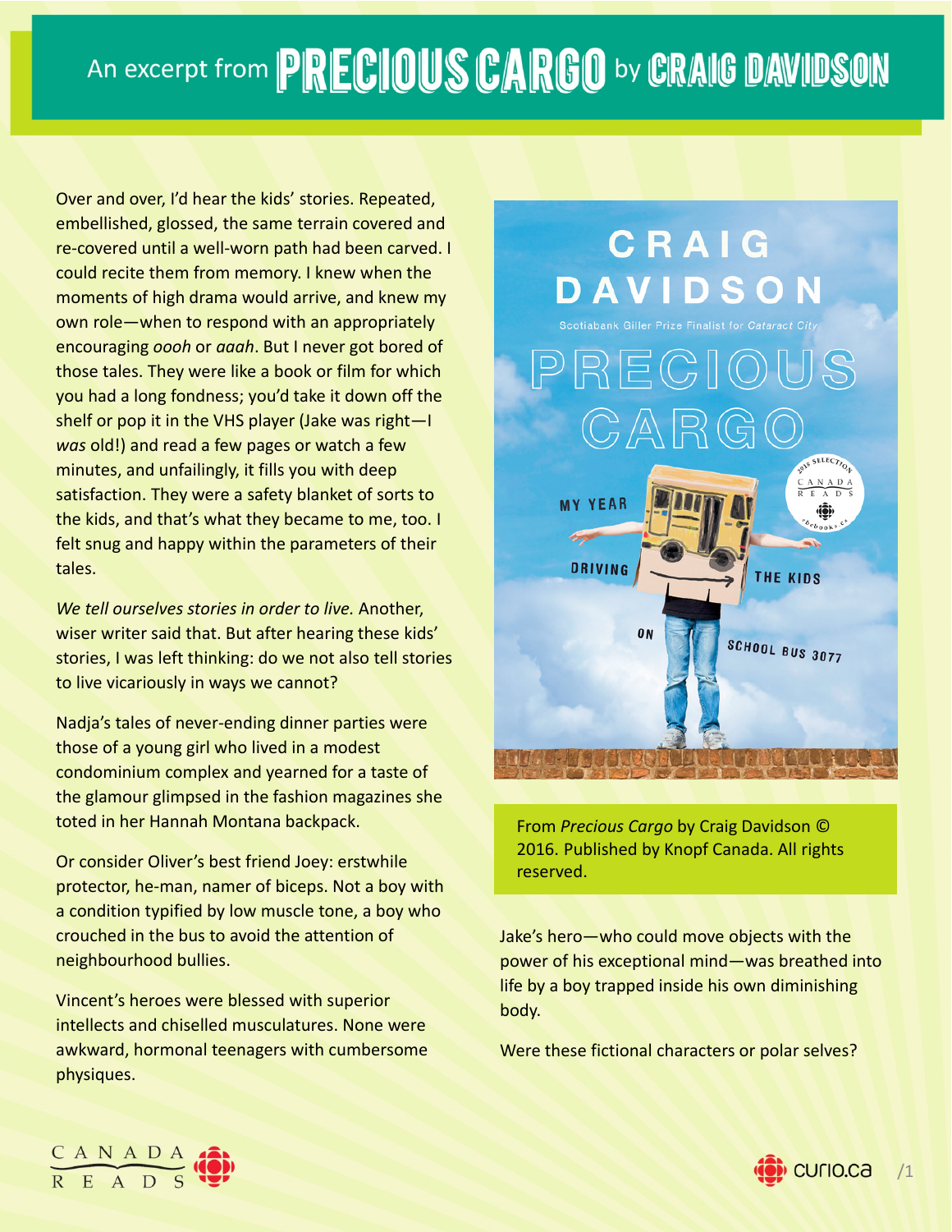# An excerpt from PRECIOUS CARGO by CRAIG DAVIDSON

Over and over, I'd hear the kids' stories. Repeated, embellished, glossed, the same terrain covered and re-covered until a well-worn path had been carved. I could recite them from memory. I knew when the moments of high drama would arrive, and knew my own role—when to respond with an appropriately encouraging *oooh* or *aaah*. But I never got bored of those tales. They were like a book or film for which you had a long fondness; you'd take it down off the shelf or pop it in the VHS player (Jake was right—I *was* old!) and read a few pages or watch a few minutes, and unfailingly, it fills you with deep satisfaction. They were a safety blanket of sorts to the kids, and that's what they became to me, too. I felt snug and happy within the parameters of their tales.

*We tell ourselves stories in order to live.* Another, wiser writer said that. But after hearing these kids' stories, I was left thinking: do we not also tell stories to live vicariously in ways we cannot?

Nadja's tales of never-ending dinner parties were those of a young girl who lived in a modest condominium complex and yearned for a taste of the glamour glimpsed in the fashion magazines she toted in her Hannah Montana backpack.

Or consider Oliver's best friend Joey: erstwhile protector, he-man, namer of biceps. Not a boy with a condition typified by low muscle tone, a boy who crouched in the bus to avoid the attention of neighbourhood bullies.

Vincent's heroes were blessed with superior intellects and chiselled musculatures. None were awkward, hormonal teenagers with cumbersome physiques.

Jake's hero—who could move objects with the power of his exceptional mind—was breathed into life by a boy trapped inside his own diminishing body.

Were these fictional characters or polar selves?

From *Precious Cargo* by Craig Davidson © 2016. Published by Knopf Canada. All rights reserved.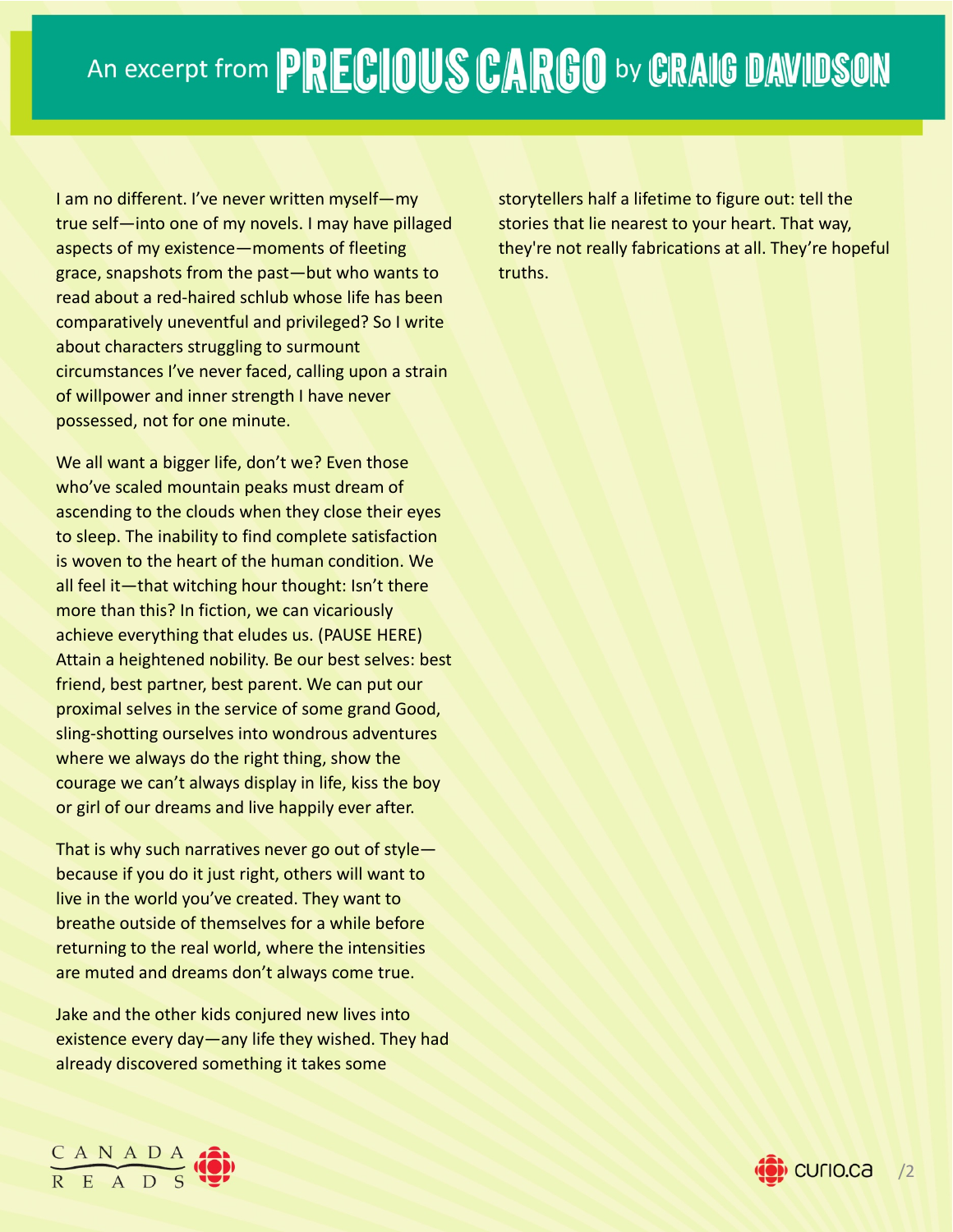I am no different. I've never written myself—my true self—into one of my novels. I may have pillaged aspects of my existence—moments of fleeting grace, snapshots from the past—but who wants to read about a red-haired schlub whose life has been comparatively uneventful and privileged? So I write about characters struggling to surmount circumstances I've never faced, calling upon a strain of willpower and inner strength I have never possessed, not for one minute.

We all want a bigger life, don't we? Even those who've scaled mountain peaks must dream of ascending to the clouds when they close their eyes to sleep. The inability to find complete satisfaction is woven to the heart of the human condition. We all feel it—that witching hour thought: Isn't there more than this? In fiction, we can vicariously achieve everything that eludes us. (PAUSE HERE) Attain a heightened nobility. Be our best selves: best friend, best partner, best parent. We can put our proximal selves in the service of some grand Good, sling-shotting ourselves into wondrous adventures where we always do the right thing, show the courage we can't always display in life, kiss the boy or girl of our dreams and live happily ever after.

That is why such narratives never go out of style—because if you do it just right, others will want to live in the world you've created. They want to breathe outside of themselves for a while before returning to the real world, where the intensities are muted and dreams don't always come true.

Jake and the other kids conjured new lives into existence every day—any life they wished. They had already discovered something it takes some storytellers half a lifetime to figure out: tell the stories that lie nearest to your heart. That way, they're not really fabrications at all. They're hopeful truths.